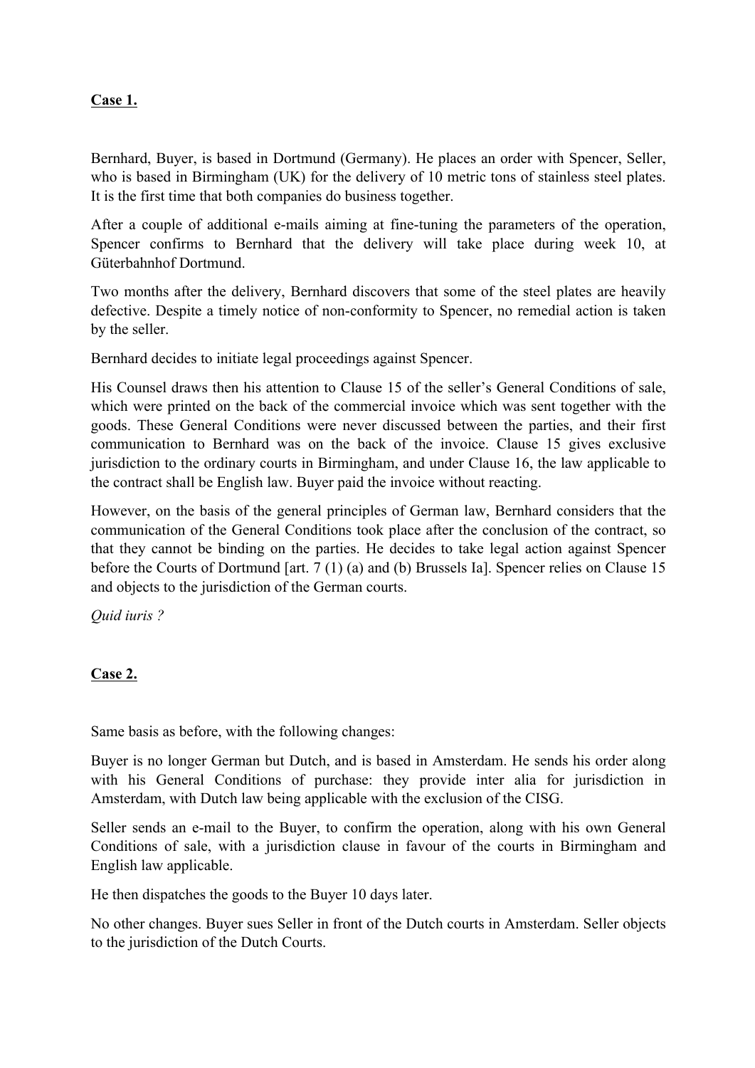**Case 1.**

Bernhard, Buyer, is based in Dortmund (Germany). He places an order with Spencer, Seller, who is based in Birmingham (UK) for the delivery of 10 metric tons of stainless steel plates. It is the first time that both companies do business together.

After a couple of additional e-mails aiming at fine-tuning the parameters of the operation, Spencer confirms to Bernhard that the delivery will take place during week 10, at Güterbahnhof Dortmund.

Two months after the delivery, Bernhard discovers that some of the steel plates are heavily defective. Despite a timely notice of non-conformity to Spencer, no remedial action is taken by the seller.

Bernhard decides to initiate legal proceedings against Spencer.

His Counsel draws then his attention to Clause 15 of the seller's General Conditions of sale, which were printed on the back of the commercial invoice which was sent together with the goods. These General Conditions were never discussed between the parties, and their first communication to Bernhard was on the back of the invoice. Clause 15 gives exclusive jurisdiction to the ordinary courts in Birmingham, and under Clause 16, the law applicable to the contract shall be English law. Buyer paid the invoice without reacting.

However, on the basis of the general principles of German law, Bernhard considers that the communication of the General Conditions took place after the conclusion of the contract, so that they cannot be binding on the parties. He decides to take legal action against Spencer before the Courts of Dortmund [art. 7 (1) (a) and (b) Brussels Ia]. Spencer relies on Clause 15 and objects to the jurisdiction of the German courts.

*Quid iuris ?*

**Case 2.**

Same basis as before, with the following changes:

Buyer is no longer German but Dutch, and is based in Amsterdam. He sends his order along with his General Conditions of purchase: they provide inter alia for jurisdiction in Amsterdam, with Dutch law being applicable with the exclusion of the CISG.

Seller sends an e-mail to the Buyer, to confirm the operation, along with his own General Conditions of sale, with a jurisdiction clause in favour of the courts in Birmingham and English law applicable.

He then dispatches the goods to the Buyer 10 days later.

No other changes. Buyer sues Seller in front of the Dutch courts in Amsterdam. Seller objects to the jurisdiction of the Dutch Courts.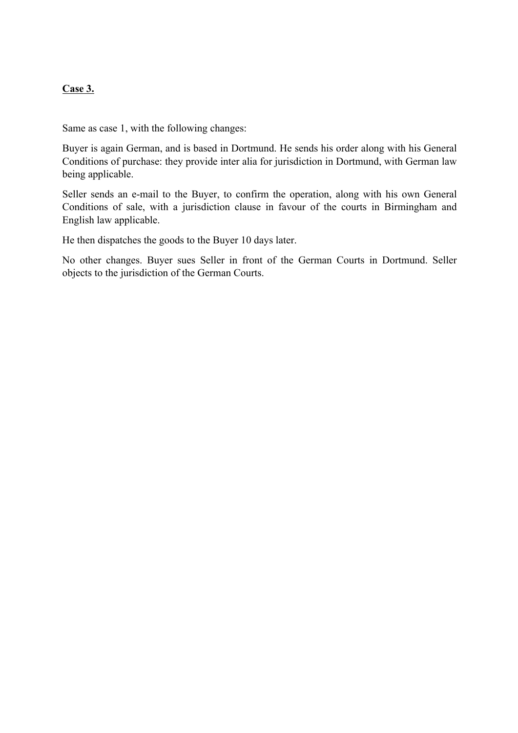**<u>Case 3.</u>**

Same as case 1, with the following changes:

Buyer is again German, and is based in Dortmund. He sends his order along with his General Conditions of purchase: they provide inter alia for jurisdiction in Dortmund, with German law being applicable.

Seller sends an e-mail to the Buyer, to confirm the operation, along with his own General Conditions of sale, with a jurisdiction clause in favour of the courts in Birmingham and English law applicable.

He then dispatches the goods to the Buyer 10 days later.

No other changes. Buyer sues Seller in front of the German Courts in Dortmund. Seller objects to the jurisdiction of the German Courts.